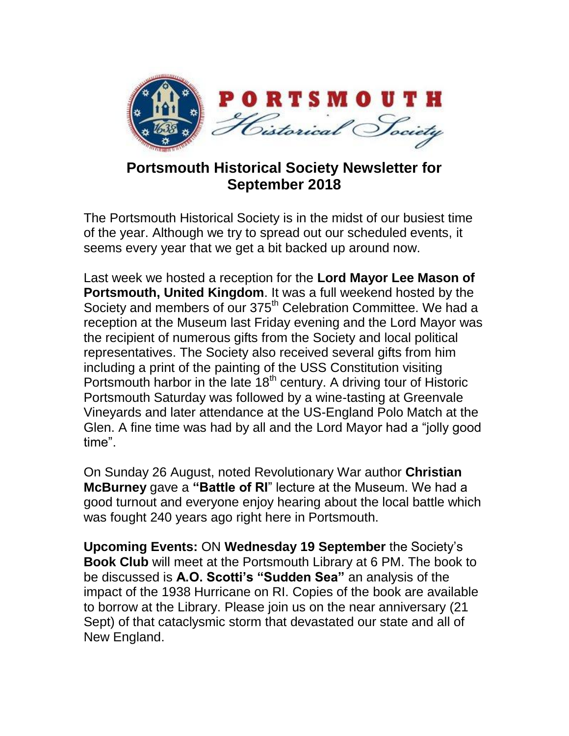# Portsmouth Historical Society Newsletter for September 2018

The Portsmouth Historical Society is in the midst of our busiest time of the year. Although we try to spread out our scheduled events, it seems every year that we get a bit backed up around now.

Last week we hosted a reception for the **Lord Mayor Lee Mason of Portsmouth, United Kingdom**. It was a full weekend hosted by the Society and members of our 375th Celebration Committee. We had a reception at the Museum last Friday evening and the Lord Mayor was the recipient of numerous gifts from the Society and local political representatives. The Society also received several gifts from him including a print of the painting of the USS Constitution visiting Portsmouth harbor in the late 18th century. A driving tour of Historic Portsmouth Saturday was followed by a wine-tasting at Greenvale Vineyards and later attendance at the US-England Polo Match at the Glen. A fine time was had by all and the Lord Mayor had a "jolly good time".

On Sunday 26 August, noted Revolutionary War author **Christian McBurney** gave a **"Battle of RI**" lecture at the Museum. We had a good turnout and everyone enjoy hearing about the local battle which was fought 240 years ago right here in Portsmouth.

**Upcoming Events:** ON **Wednesday 19 September** the Society's **Book Club** will meet at the Portsmouth Library at 6 PM. The book to be discussed is **A.O. Scotti's "Sudden Sea"** an analysis of the impact of the 1938 Hurricane on RI. Copies of the book are available to borrow at the Library. Please join us on the near anniversary (21 Sept) of that cataclysmic storm that devastated our state and all of New England.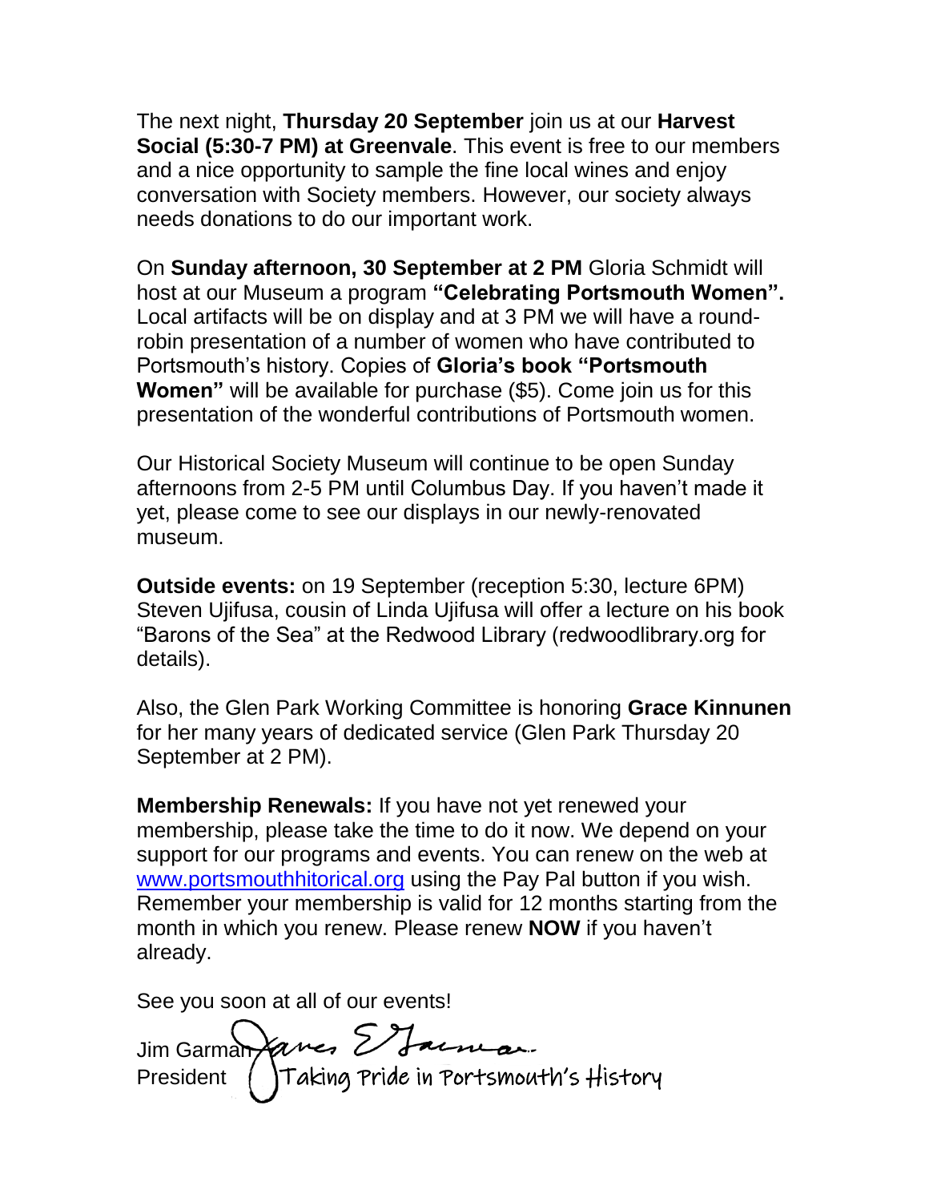The next night, **Thursday 20 September** join us at our **Harvest Social (5:30-7 PM) at Greenvale**. This event is free to our members and a nice opportunity to sample the fine local wines and enjoy conversation with Society members. However, our society always needs donations to do our important work.

On **Sunday afternoon, 30 September at 2 PM** Gloria Schmidt will host at our Museum a program **"Celebrating Portsmouth Women".** Local artifacts will be on display and at 3 PM we will have a round-robin presentation of a number of women who have contributed to Portsmouth's history. Copies of **Gloria's book "Portsmouth Women"** will be available for purchase ($5). Come join us for this presentation of the wonderful contributions of Portsmouth women.

Our Historical Society Museum will continue to be open Sunday afternoons from 2-5 PM until Columbus Day. If you haven't made it yet, please come to see our displays in our newly-renovated museum.

**Outside events:** on 19 September (reception 5:30, lecture 6PM) Steven Ujifusa, cousin of Linda Ujifusa will offer a lecture on his book "Barons of the Sea" at the Redwood Library (redwoodlibrary.org for details).

Also, the Glen Park Working Committee is honoring **Grace Kinnunen** for her many years of dedicated service (Glen Park Thursday 20 September at 2 PM).

**Membership Renewals:** If you have not yet renewed your membership, please take the time to do it now. We depend on your support for our programs and events. You can renew on the web at [www.portsmouthhitorical.org](www.portsmouthhitorical.org) using the Pay Pal button if you wish. Remember your membership is valid for 12 months starting from the month in which you renew. Please renew **NOW** if you haven't already.

See you soon at all of our events!

Jim Garman
President

Taking Pride in Portsmouth's History